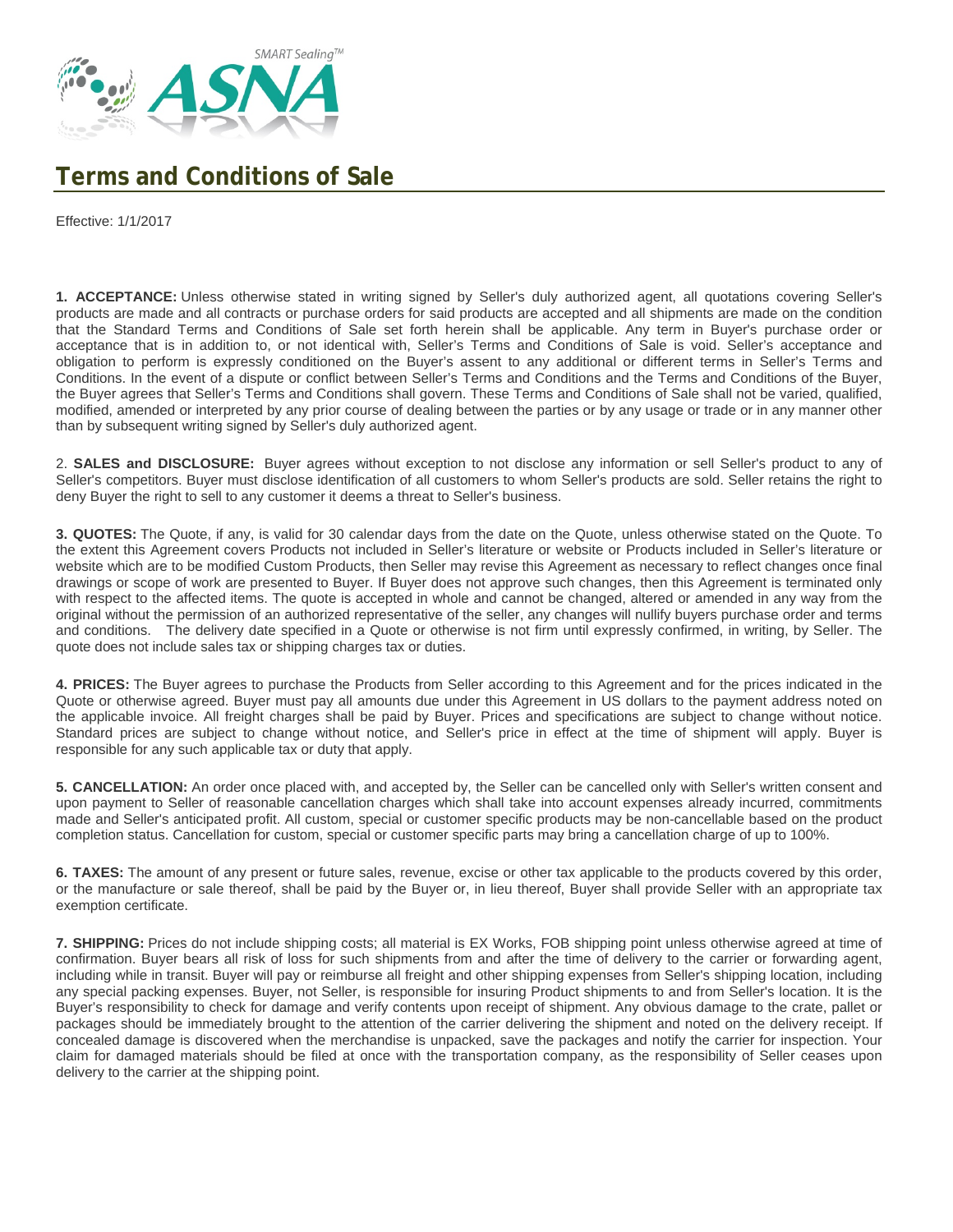# Terms and Conditions of Sale

Effective: 1/1/2017

**1. ACCEPTANCE:** Unless otherwise stated in writing signed by Seller's duly authorized agent, all quotations covering Seller's products are made and all contracts or purchase orders for said products are accepted and all shipments are made on the condition that the Standard Terms and Conditions of Sale set forth herein shall be applicable. Any term in Buyer's purchase order or acceptance that is in addition to, or not identical with, Seller's Terms and Conditions of Sale is void. Seller's acceptance and obligation to perform is expressly conditioned on the Buyer's assent to any additional or different terms in Seller's Terms and Conditions. In the event of a dispute or conflict between Seller's Terms and Conditions and the Terms and Conditions of the Buyer, the Buyer agrees that Seller's Terms and Conditions shall govern. These Terms and Conditions of Sale shall not be varied, qualified, modified, amended or interpreted by any prior course of dealing between the parties or by any usage or trade or in any manner other than by subsequent writing signed by Seller's duly authorized agent.

2. **SALES and DISCLOSURE:** Buyer agrees without exception to not disclose any information or sell Seller's product to any of Seller's competitors. Buyer must disclose identification of all customers to whom Seller's products are sold. Seller retains the right to deny Buyer the right to sell to any customer it deems a threat to Seller's business.

**3. QUOTES:** The Quote, if any, is valid for 30 calendar days from the date on the Quote, unless otherwise stated on the Quote. To the extent this Agreement covers Products not included in Seller's literature or website or Products included in Seller's literature or website which are to be modified Custom Products, then Seller may revise this Agreement as necessary to reflect changes once final drawings or scope of work are presented to Buyer. If Buyer does not approve such changes, then this Agreement is terminated only with respect to the affected items. The quote is accepted in whole and cannot be changed, altered or amended in any way from the original without the permission of an authorized representative of the seller, any changes will nullify buyers purchase order and terms and conditions. The delivery date specified in a Quote or otherwise is not firm until expressly confirmed, in writing, by Seller. The quote does not include sales tax or shipping charges tax or duties.

**4. PRICES:** The Buyer agrees to purchase the Products from Seller according to this Agreement and for the prices indicated in the Quote or otherwise agreed. Buyer must pay all amounts due under this Agreement in US dollars to the payment address noted on the applicable invoice. All freight charges shall be paid by Buyer. Prices and specifications are subject to change without notice. Standard prices are subject to change without notice, and Seller's price in effect at the time of shipment will apply. Buyer is responsible for any such applicable tax or duty that apply.

**5. CANCELLATION:** An order once placed with, and accepted by, the Seller can be cancelled only with Seller's written consent and upon payment to Seller of reasonable cancellation charges which shall take into account expenses already incurred, commitments made and Seller's anticipated profit. All custom, special or customer specific products may be non-cancellable based on the product completion status. Cancellation for custom, special or customer specific parts may bring a cancellation charge of up to 100%.

**6. TAXES:** The amount of any present or future sales, revenue, excise or other tax applicable to the products covered by this order, or the manufacture or sale thereof, shall be paid by the Buyer or, in lieu thereof, Buyer shall provide Seller with an appropriate tax exemption certificate.

**7. SHIPPING:** Prices do not include shipping costs; all material is EX Works, FOB shipping point unless otherwise agreed at time of confirmation. Buyer bears all risk of loss for such shipments from and after the time of delivery to the carrier or forwarding agent, including while in transit. Buyer will pay or reimburse all freight and other shipping expenses from Seller's shipping location, including any special packing expenses. Buyer, not Seller, is responsible for insuring Product shipments to and from Seller's location. It is the Buyer's responsibility to check for damage and verify contents upon receipt of shipment. Any obvious damage to the crate, pallet or packages should be immediately brought to the attention of the carrier delivering the shipment and noted on the delivery receipt. If concealed damage is discovered when the merchandise is unpacked, save the packages and notify the carrier for inspection. Your claim for damaged materials should be filed at once with the transportation company, as the responsibility of Seller ceases upon delivery to the carrier at the shipping point.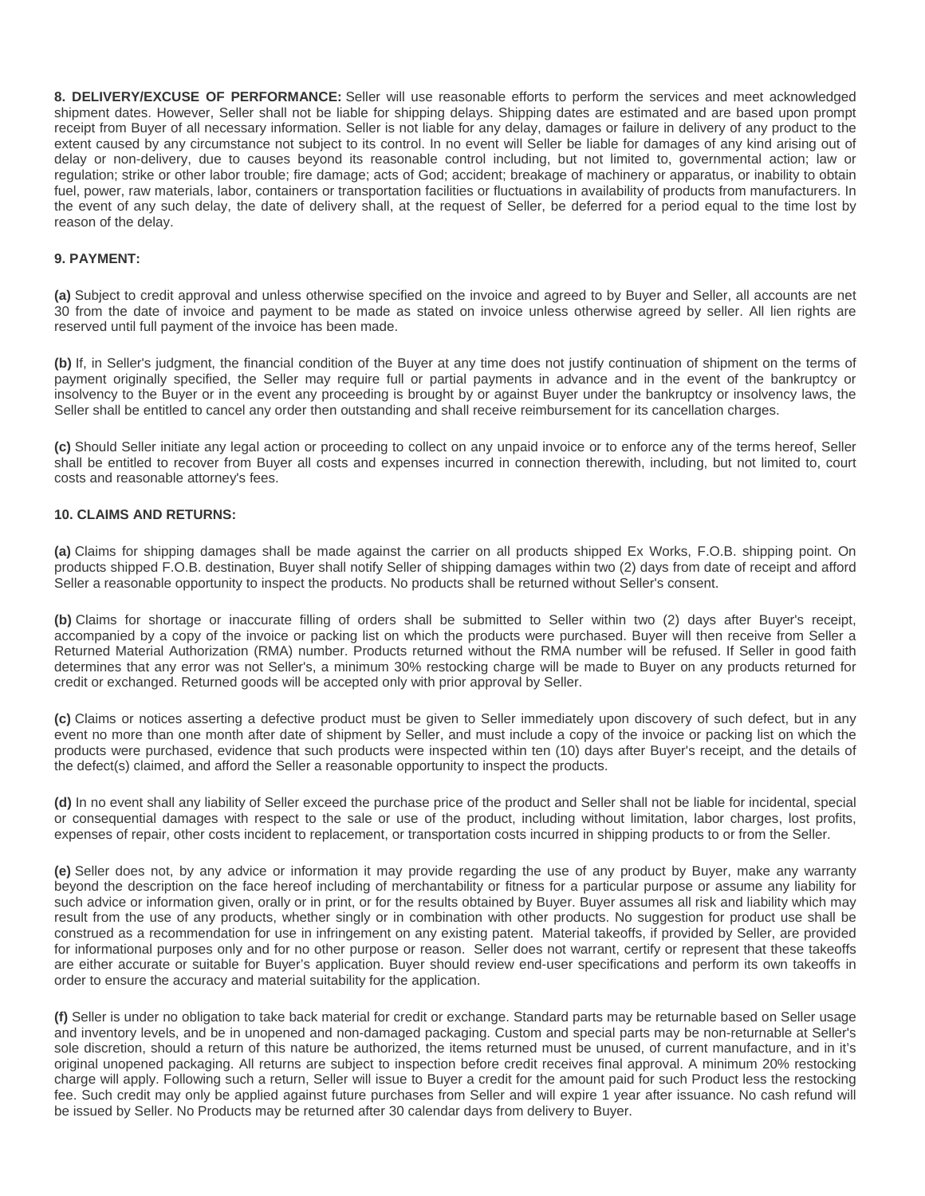**8. DELIVERY/EXCUSE OF PERFORMANCE:** Seller will use reasonable efforts to perform the services and meet acknowledged shipment dates. However, Seller shall not be liable for shipping delays. Shipping dates are estimated and are based upon prompt receipt from Buyer of all necessary information. Seller is not liable for any delay, damages or failure in delivery of any product to the extent caused by any circumstance not subject to its control. In no event will Seller be liable for damages of any kind arising out of delay or non-delivery, due to causes beyond its reasonable control including, but not limited to, governmental action; law or regulation; strike or other labor trouble; fire damage; acts of God; accident; breakage of machinery or apparatus, or inability to obtain fuel, power, raw materials, labor, containers or transportation facilities or fluctuations in availability of products from manufacturers. In the event of any such delay, the date of delivery shall, at the request of Seller, be deferred for a period equal to the time lost by reason of the delay.

**9. PAYMENT:**

**(a)** Subject to credit approval and unless otherwise specified on the invoice and agreed to by Buyer and Seller, all accounts are net 30 from the date of invoice and payment to be made as stated on invoice unless otherwise agreed by seller. All lien rights are reserved until full payment of the invoice has been made.

**(b)** If, in Seller's judgment, the financial condition of the Buyer at any time does not justify continuation of shipment on the terms of payment originally specified, the Seller may require full or partial payments in advance and in the event of the bankruptcy or insolvency to the Buyer or in the event any proceeding is brought by or against Buyer under the bankruptcy or insolvency laws, the Seller shall be entitled to cancel any order then outstanding and shall receive reimbursement for its cancellation charges.

**(c)** Should Seller initiate any legal action or proceeding to collect on any unpaid invoice or to enforce any of the terms hereof, Seller shall be entitled to recover from Buyer all costs and expenses incurred in connection therewith, including, but not limited to, court costs and reasonable attorney's fees.

**10. CLAIMS AND RETURNS:**

**(a)** Claims for shipping damages shall be made against the carrier on all products shipped Ex Works, F.O.B. shipping point. On products shipped F.O.B. destination, Buyer shall notify Seller of shipping damages within two (2) days from date of receipt and afford Seller a reasonable opportunity to inspect the products. No products shall be returned without Seller's consent.

**(b)** Claims for shortage or inaccurate filling of orders shall be submitted to Seller within two (2) days after Buyer's receipt, accompanied by a copy of the invoice or packing list on which the products were purchased. Buyer will then receive from Seller a Returned Material Authorization (RMA) number. Products returned without the RMA number will be refused. If Seller in good faith determines that any error was not Seller's, a minimum 30% restocking charge will be made to Buyer on any products returned for credit or exchanged. Returned goods will be accepted only with prior approval by Seller.

**(c)** Claims or notices asserting a defective product must be given to Seller immediately upon discovery of such defect, but in any event no more than one month after date of shipment by Seller, and must include a copy of the invoice or packing list on which the products were purchased, evidence that such products were inspected within ten (10) days after Buyer's receipt, and the details of the defect(s) claimed, and afford the Seller a reasonable opportunity to inspect the products.

**(d)** In no event shall any liability of Seller exceed the purchase price of the product and Seller shall not be liable for incidental, special or consequential damages with respect to the sale or use of the product, including without limitation, labor charges, lost profits, expenses of repair, other costs incident to replacement, or transportation costs incurred in shipping products to or from the Seller.

**(e)** Seller does not, by any advice or information it may provide regarding the use of any product by Buyer, make any warranty beyond the description on the face hereof including of merchantability or fitness for a particular purpose or assume any liability for such advice or information given, orally or in print, or for the results obtained by Buyer. Buyer assumes all risk and liability which may result from the use of any products, whether singly or in combination with other products. No suggestion for product use shall be construed as a recommendation for use in infringement on any existing patent. Material takeoffs, if provided by Seller, are provided for informational purposes only and for no other purpose or reason. Seller does not warrant, certify or represent that these takeoffs are either accurate or suitable for Buyer's application. Buyer should review end-user specifications and perform its own takeoffs in order to ensure the accuracy and material suitability for the application.

**(f)** Seller is under no obligation to take back material for credit or exchange. Standard parts may be returnable based on Seller usage and inventory levels, and be in unopened and non-damaged packaging. Custom and special parts may be non-returnable at Seller's sole discretion, should a return of this nature be authorized, the items returned must be unused, of current manufacture, and in it's original unopened packaging. All returns are subject to inspection before credit receives final approval. A minimum 20% restocking charge will apply. Following such a return, Seller will issue to Buyer a credit for the amount paid for such Product less the restocking fee. Such credit may only be applied against future purchases from Seller and will expire 1 year after issuance. No cash refund will be issued by Seller. No Products may be returned after 30 calendar days from delivery to Buyer.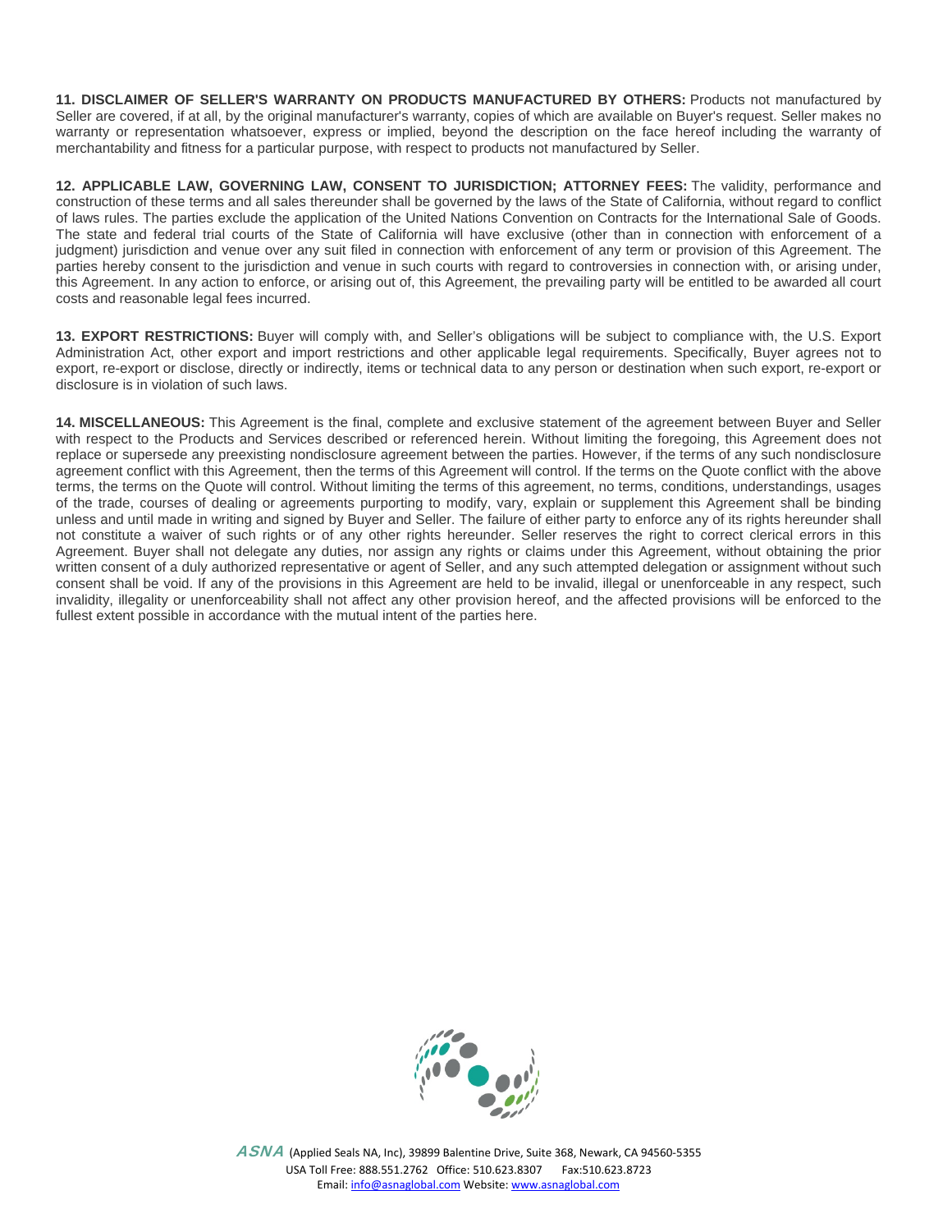**11. DISCLAIMER OF SELLER'S WARRANTY ON PRODUCTS MANUFACTURED BY OTHERS:** Products not manufactured by Seller are covered, if at all, by the original manufacturer's warranty, copies of which are available on Buyer's request. Seller makes no warranty or representation whatsoever, express or implied, beyond the description on the face hereof including the warranty of merchantability and fitness for a particular purpose, with respect to products not manufactured by Seller.

**12. APPLICABLE LAW, GOVERNING LAW, CONSENT TO JURISDICTION; ATTORNEY FEES:** The validity, performance and construction of these terms and all sales thereunder shall be governed by the laws of the State of California, without regard to conflict of laws rules. The parties exclude the application of the United Nations Convention on Contracts for the International Sale of Goods. The state and federal trial courts of the State of California will have exclusive (other than in connection with enforcement of a judgment) jurisdiction and venue over any suit filed in connection with enforcement of any term or provision of this Agreement. The parties hereby consent to the jurisdiction and venue in such courts with regard to controversies in connection with, or arising under, this Agreement. In any action to enforce, or arising out of, this Agreement, the prevailing party will be entitled to be awarded all court costs and reasonable legal fees incurred.

**13. EXPORT RESTRICTIONS:** Buyer will comply with, and Seller's obligations will be subject to compliance with, the U.S. Export Administration Act, other export and import restrictions and other applicable legal requirements. Specifically, Buyer agrees not to export, re-export or disclose, directly or indirectly, items or technical data to any person or destination when such export, re-export or disclosure is in violation of such laws.

**14. MISCELLANEOUS:** This Agreement is the final, complete and exclusive statement of the agreement between Buyer and Seller with respect to the Products and Services described or referenced herein. Without limiting the foregoing, this Agreement does not replace or supersede any preexisting nondisclosure agreement between the parties. However, if the terms of any such nondisclosure agreement conflict with this Agreement, then the terms of this Agreement will control. If the terms on the Quote conflict with the above terms, the terms on the Quote will control. Without limiting the terms of this agreement, no terms, conditions, understandings, usages of the trade, courses of dealing or agreements purporting to modify, vary, explain or supplement this Agreement shall be binding unless and until made in writing and signed by Buyer and Seller. The failure of either party to enforce any of its rights hereunder shall not constitute a waiver of such rights or of any other rights hereunder. Seller reserves the right to correct clerical errors in this Agreement. Buyer shall not delegate any duties, nor assign any rights or claims under this Agreement, without obtaining the prior written consent of a duly authorized representative or agent of Seller, and any such attempted delegation or assignment without such consent shall be void. If any of the provisions in this Agreement are held to be invalid, illegal or unenforceable in any respect, such invalidity, illegality or unenforceability shall not affect any other provision hereof, and the affected provisions will be enforced to the fullest extent possible in accordance with the mutual intent of the parties here.

*ASNA* (Applied Seals NA, Inc), 39899 Balentine Drive, Suite 368, Newark, CA 94560-5355
USA Toll Free: 888.551.2762 Office: 510.623.8307 Fax:510.623.8723
Email: info@asnaglobal.com Website: www.asnaglobal.com